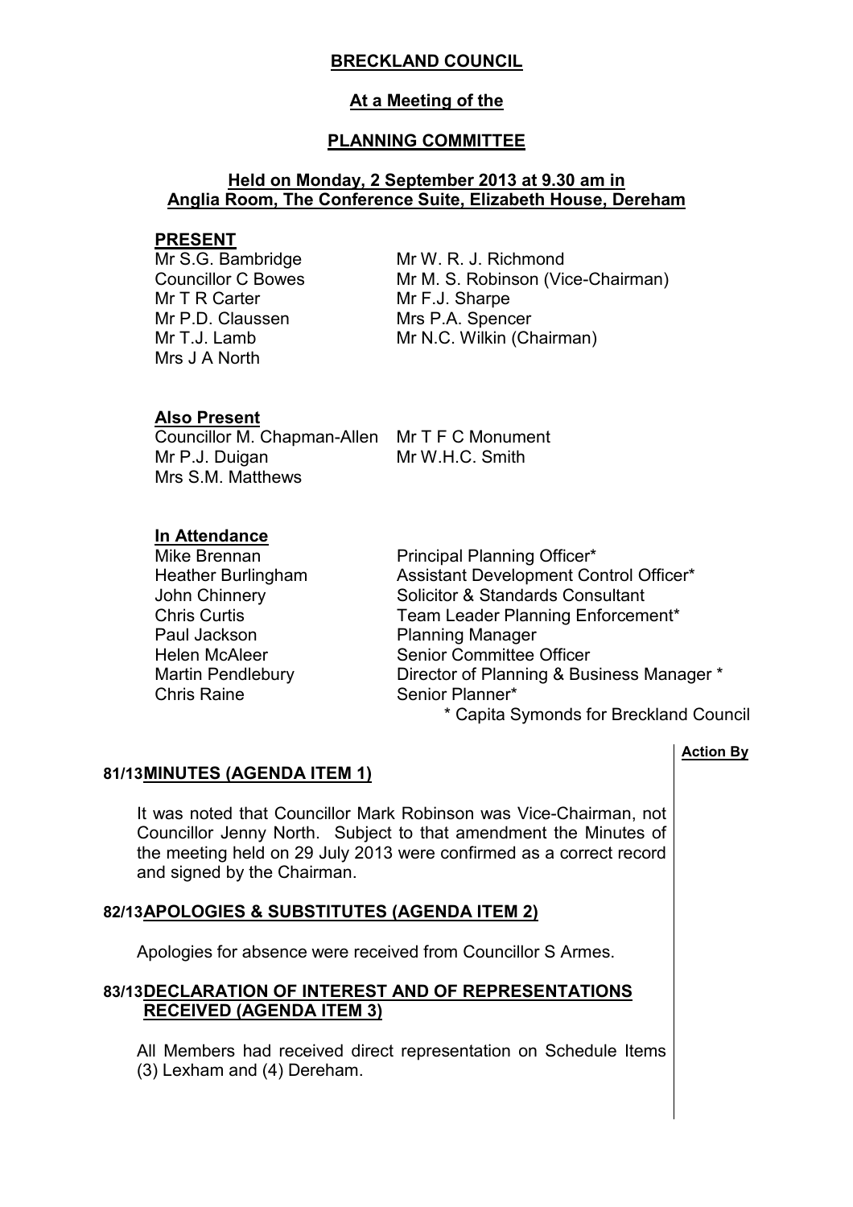# BRECKLAND COUNCIL

## At a Meeting of the

## PLANNING COMMITTEE

### Held on Monday, 2 September 2013 at 9.30 am in Anglia Room, The Conference Suite, Elizabeth House, Dereham

**PRESENT**

Mr S.G. Bambridge
Councillor C Bowes
Mr T R Carter
Mr P.D. Claussen
Mr T.J. Lamb
Mrs J A North
Mr W. R. J. Richmond
Mr M. S. Robinson (Vice-Chairman)
Mr F.J. Sharpe
Mrs P.A. Spencer
Mr N.C. Wilkin (Chairman)

**Also Present**

Councillor M. Chapman-Allen
Mr P.J. Duigan
Mrs S.M. Matthews
Mr T F C Monument
Mr W.H.C. Smith

**In Attendance**

| | |
|---|---|
| Mike Brennan | Principal Planning Officer* |
| Heather Burlingham | Assistant Development Control Officer* |
| John Chinnery | Solicitor & Standards Consultant |
| Chris Curtis | Team Leader Planning Enforcement* |
| Paul Jackson | Planning Manager |
| Helen McAleer | Senior Committee Officer |
| Martin Pendlebury | Director of Planning & Business Manager * |
| Chris Raine | Senior Planner* |

\* Capita Symonds for Breckland Council

**Action By**

**81/13 MINUTES (AGENDA ITEM 1)**

It was noted that Councillor Mark Robinson was Vice-Chairman, not Councillor Jenny North. Subject to that amendment the Minutes of the meeting held on 29 July 2013 were confirmed as a correct record and signed by the Chairman.

**82/13 APOLOGIES & SUBSTITUTES (AGENDA ITEM 2)**

Apologies for absence were received from Councillor S Armes.

**83/13 DECLARATION OF INTEREST AND OF REPRESENTATIONS RECEIVED (AGENDA ITEM 3)**

All Members had received direct representation on Schedule Items (3) Lexham and (4) Dereham.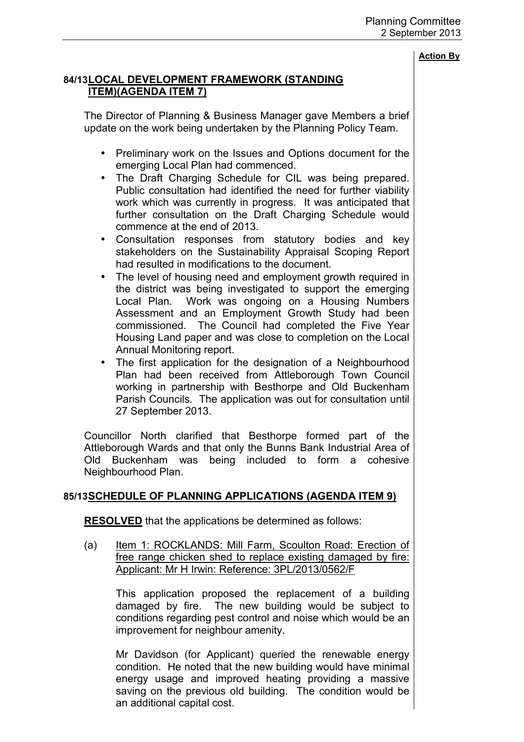**Action By**

## 84/13 LOCAL DEVELOPMENT FRAMEWORK (STANDING ITEM)(AGENDA ITEM 7)

The Director of Planning & Business Manager gave Members a brief update on the work being undertaken by the Planning Policy Team.

- Preliminary work on the Issues and Options document for the emerging Local Plan had commenced.
- The Draft Charging Schedule for CIL was being prepared. Public consultation had identified the need for further viability work which was currently in progress. It was anticipated that further consultation on the Draft Charging Schedule would commence at the end of 2013.
- Consultation responses from statutory bodies and key stakeholders on the Sustainability Appraisal Scoping Report had resulted in modifications to the document.
- The level of housing need and employment growth required in the district was being investigated to support the emerging Local Plan. Work was ongoing on a Housing Numbers Assessment and an Employment Growth Study had been commissioned. The Council had completed the Five Year Housing Land paper and was close to completion on the Local Annual Monitoring report.
- The first application for the designation of a Neighbourhood Plan had been received from Attleborough Town Council working in partnership with Besthorpe and Old Buckenham Parish Councils. The application was out for consultation until 27 September 2013.

Councillor North clarified that Besthorpe formed part of the Attleborough Wards and that only the Bunns Bank Industrial Area of Old Buckenham was being included to form a cohesive Neighbourhood Plan.

## 85/13 SCHEDULE OF PLANNING APPLICATIONS (AGENDA ITEM 9)

**RESOLVED** that the applications be determined as follows:

(a) Item 1: ROCKLANDS: Mill Farm, Scoulton Road: Erection of free range chicken shed to replace existing damaged by fire: Applicant: Mr H Irwin: Reference: 3PL/2013/0562/F

This application proposed the replacement of a building damaged by fire. The new building would be subject to conditions regarding pest control and noise which would be an improvement for neighbour amenity.

Mr Davidson (for Applicant) queried the renewable energy condition. He noted that the new building would have minimal energy usage and improved heating providing a massive saving on the previous old building. The condition would be an additional capital cost.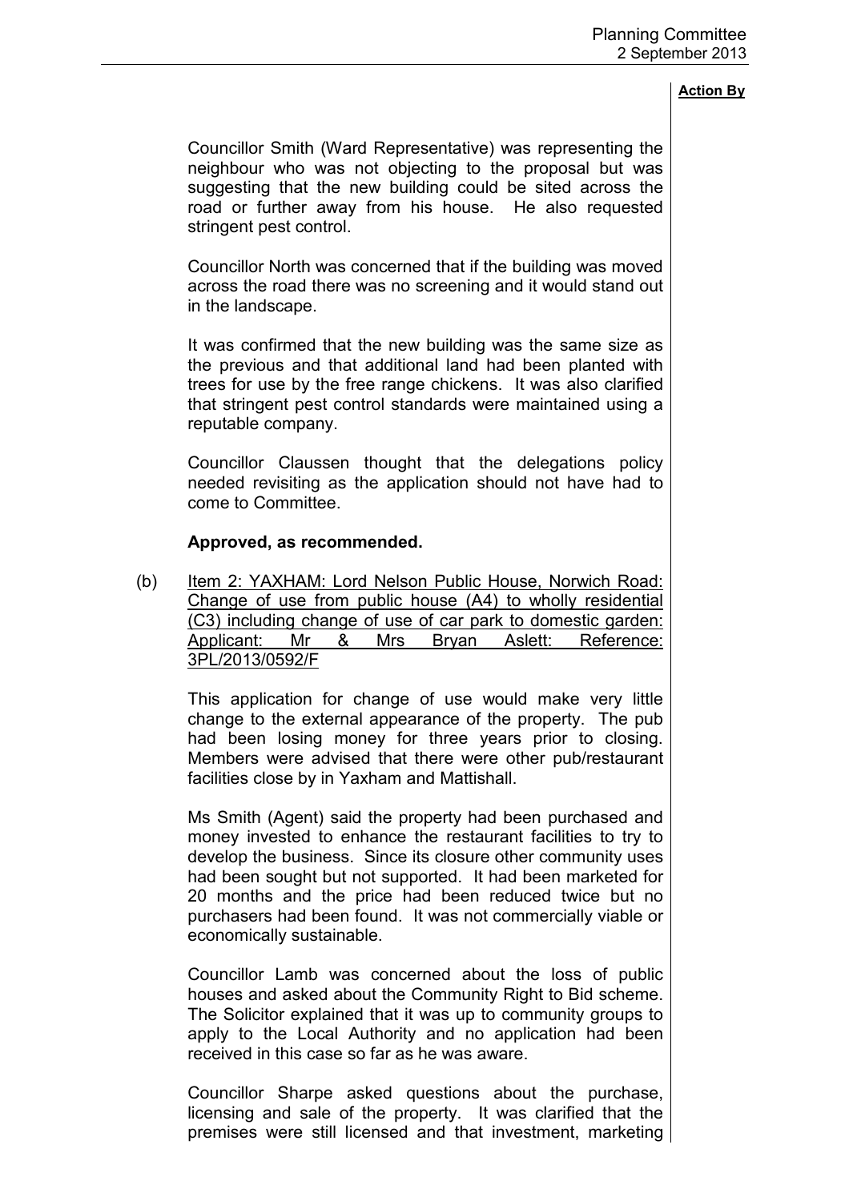**Action By**

Councillor Smith (Ward Representative) was representing the neighbour who was not objecting to the proposal but was suggesting that the new building could be sited across the road or further away from his house. He also requested stringent pest control.

Councillor North was concerned that if the building was moved across the road there was no screening and it would stand out in the landscape.

It was confirmed that the new building was the same size as the previous and that additional land had been planted with trees for use by the free range chickens. It was also clarified that stringent pest control standards were maintained using a reputable company.

Councillor Claussen thought that the delegations policy needed revisiting as the application should not have had to come to Committee.

**Approved, as recommended.**

(b) Item 2: YAXHAM: Lord Nelson Public House, Norwich Road: Change of use from public house (A4) to wholly residential (C3) including change of use of car park to domestic garden: Applicant: Mr & Mrs Bryan Aslett: Reference: 3PL/2013/0592/F

This application for change of use would make very little change to the external appearance of the property. The pub had been losing money for three years prior to closing. Members were advised that there were other pub/restaurant facilities close by in Yaxham and Mattishall.

Ms Smith (Agent) said the property had been purchased and money invested to enhance the restaurant facilities to try to develop the business. Since its closure other community uses had been sought but not supported. It had been marketed for 20 months and the price had been reduced twice but no purchasers had been found. It was not commercially viable or economically sustainable.

Councillor Lamb was concerned about the loss of public houses and asked about the Community Right to Bid scheme. The Solicitor explained that it was up to community groups to apply to the Local Authority and no application had been received in this case so far as he was aware.

Councillor Sharpe asked questions about the purchase, licensing and sale of the property. It was clarified that the premises were still licensed and that investment, marketing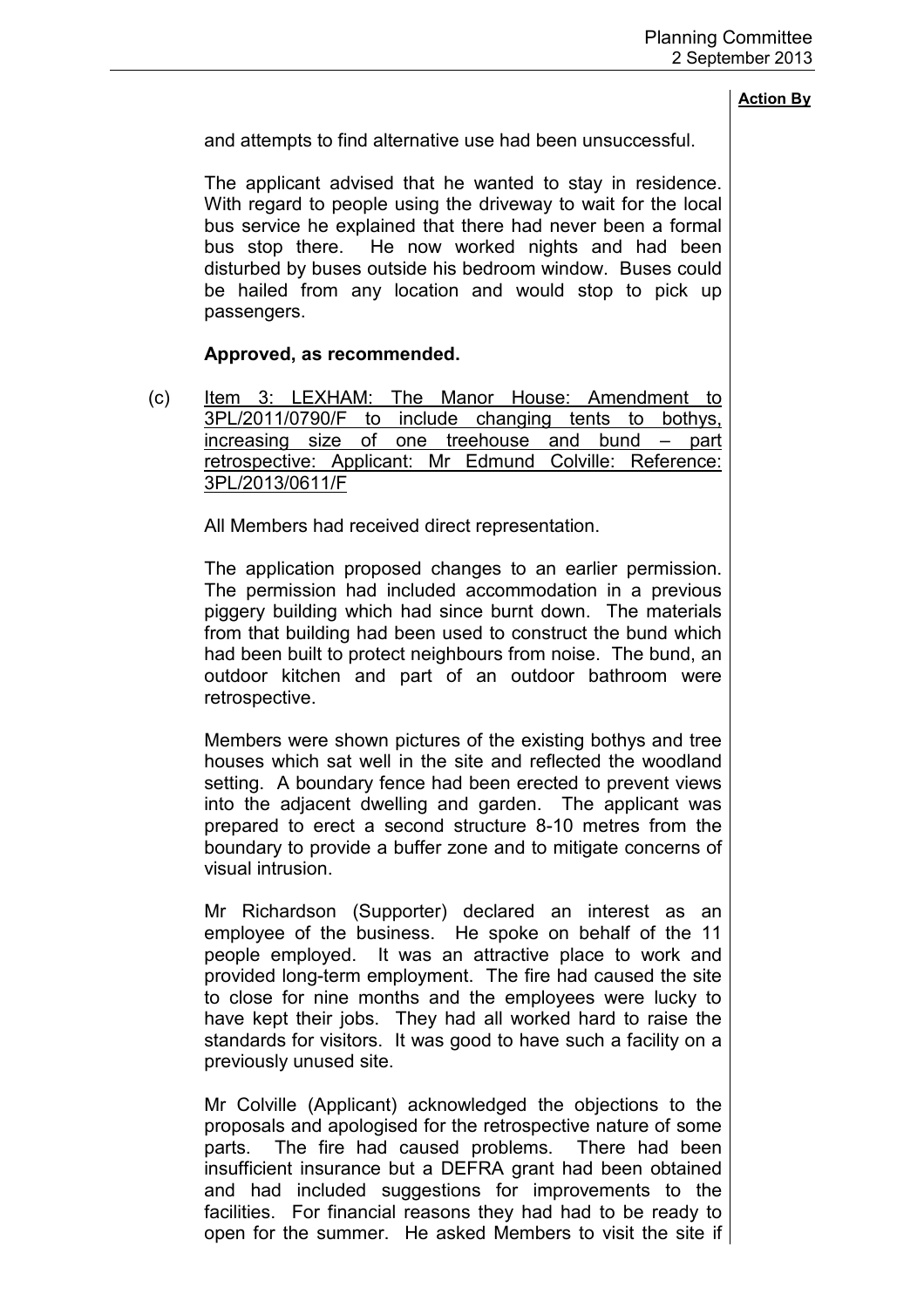**Action By**

and attempts to find alternative use had been unsuccessful.

The applicant advised that he wanted to stay in residence. With regard to people using the driveway to wait for the local bus service he explained that there had never been a formal bus stop there. He now worked nights and had been disturbed by buses outside his bedroom window. Buses could be hailed from any location and would stop to pick up passengers.

**Approved, as recommended.**

(c) Item 3: LEXHAM: The Manor House: Amendment to 3PL/2011/0790/F to include changing tents to bothys, increasing size of one treehouse and bund – part retrospective: Applicant: Mr Edmund Colville: Reference: 3PL/2013/0611/F

All Members had received direct representation.

The application proposed changes to an earlier permission. The permission had included accommodation in a previous piggery building which had since burnt down. The materials from that building had been used to construct the bund which had been built to protect neighbours from noise. The bund, an outdoor kitchen and part of an outdoor bathroom were retrospective.

Members were shown pictures of the existing bothys and tree houses which sat well in the site and reflected the woodland setting. A boundary fence had been erected to prevent views into the adjacent dwelling and garden. The applicant was prepared to erect a second structure 8-10 metres from the boundary to provide a buffer zone and to mitigate concerns of visual intrusion.

Mr Richardson (Supporter) declared an interest as an employee of the business. He spoke on behalf of the 11 people employed. It was an attractive place to work and provided long-term employment. The fire had caused the site to close for nine months and the employees were lucky to have kept their jobs. They had all worked hard to raise the standards for visitors. It was good to have such a facility on a previously unused site.

Mr Colville (Applicant) acknowledged the objections to the proposals and apologised for the retrospective nature of some parts. The fire had caused problems. There had been insufficient insurance but a DEFRA grant had been obtained and had included suggestions for improvements to the facilities. For financial reasons they had had to be ready to open for the summer. He asked Members to visit the site if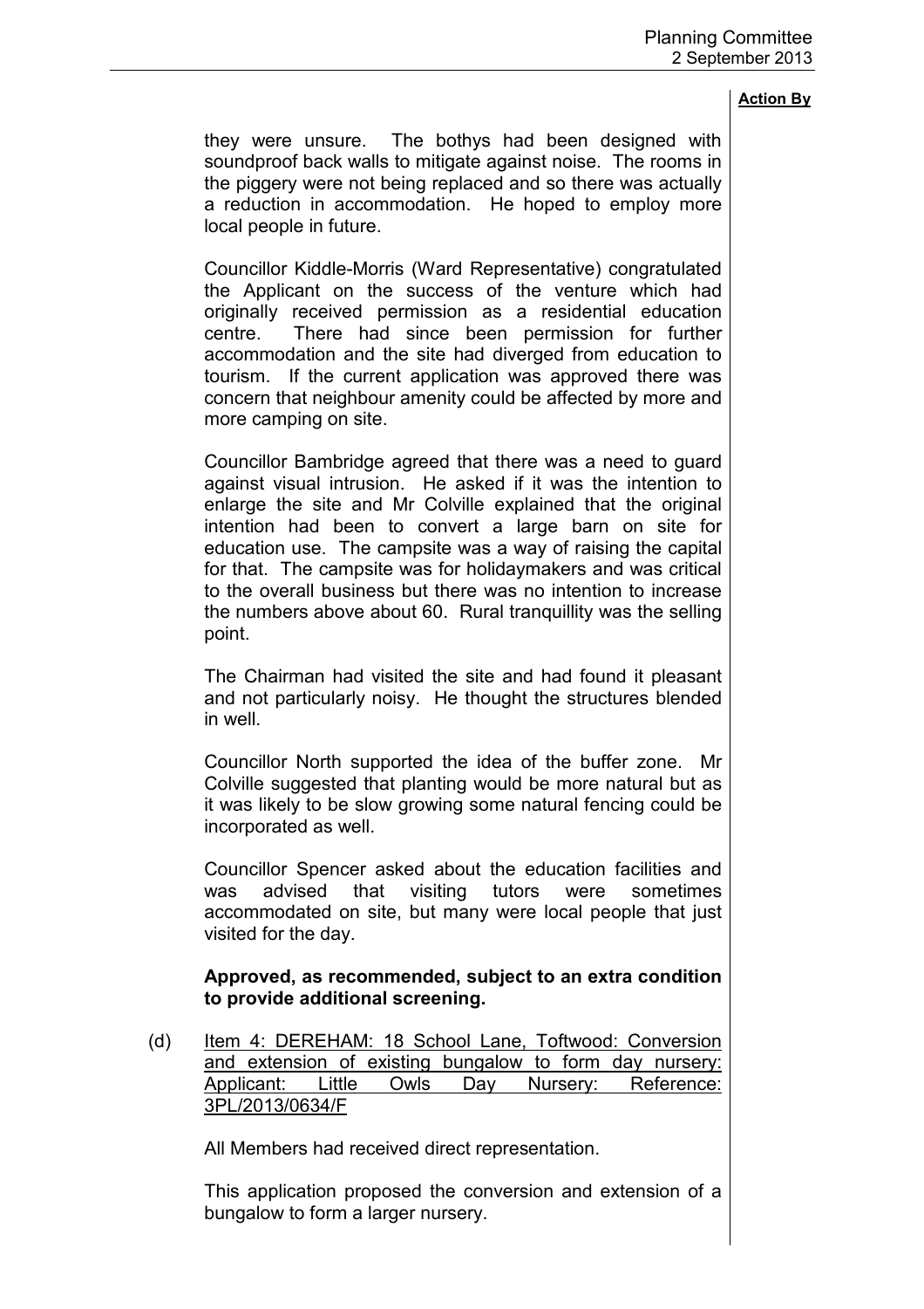**Action By**

they were unsure. The bothys had been designed with soundproof back walls to mitigate against noise. The rooms in the piggery were not being replaced and so there was actually a reduction in accommodation. He hoped to employ more local people in future.

Councillor Kiddle-Morris (Ward Representative) congratulated the Applicant on the success of the venture which had originally received permission as a residential education centre. There had since been permission for further accommodation and the site had diverged from education to tourism. If the current application was approved there was concern that neighbour amenity could be affected by more and more camping on site.

Councillor Bambridge agreed that there was a need to guard against visual intrusion. He asked if it was the intention to enlarge the site and Mr Colville explained that the original intention had been to convert a large barn on site for education use. The campsite was a way of raising the capital for that. The campsite was for holidaymakers and was critical to the overall business but there was no intention to increase the numbers above about 60. Rural tranquillity was the selling point.

The Chairman had visited the site and had found it pleasant and not particularly noisy. He thought the structures blended in well.

Councillor North supported the idea of the buffer zone. Mr Colville suggested that planting would be more natural but as it was likely to be slow growing some natural fencing could be incorporated as well.

Councillor Spencer asked about the education facilities and was advised that visiting tutors were sometimes accommodated on site, but many were local people that just visited for the day.

**Approved, as recommended, subject to an extra condition to provide additional screening.**

(d) Item 4: DEREHAM: 18 School Lane, Toftwood: Conversion and extension of existing bungalow to form day nursery: Applicant: Little Owls Day Nursery: Reference: 3PL/2013/0634/F

All Members had received direct representation.

This application proposed the conversion and extension of a bungalow to form a larger nursery.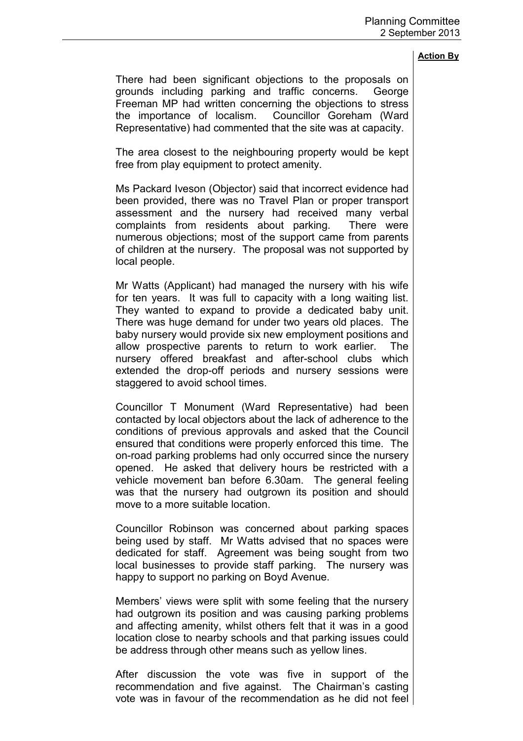**Action By**

There had been significant objections to the proposals on grounds including parking and traffic concerns. George Freeman MP had written concerning the objections to stress the importance of localism. Councillor Goreham (Ward Representative) had commented that the site was at capacity.

The area closest to the neighbouring property would be kept free from play equipment to protect amenity.

Ms Packard Iveson (Objector) said that incorrect evidence had been provided, there was no Travel Plan or proper transport assessment and the nursery had received many verbal complaints from residents about parking. There were numerous objections; most of the support came from parents of children at the nursery. The proposal was not supported by local people.

Mr Watts (Applicant) had managed the nursery with his wife for ten years. It was full to capacity with a long waiting list. They wanted to expand to provide a dedicated baby unit. There was huge demand for under two years old places. The baby nursery would provide six new employment positions and allow prospective parents to return to work earlier. The nursery offered breakfast and after-school clubs which extended the drop-off periods and nursery sessions were staggered to avoid school times.

Councillor T Monument (Ward Representative) had been contacted by local objectors about the lack of adherence to the conditions of previous approvals and asked that the Council ensured that conditions were properly enforced this time. The on-road parking problems had only occurred since the nursery opened. He asked that delivery hours be restricted with a vehicle movement ban before 6.30am. The general feeling was that the nursery had outgrown its position and should move to a more suitable location.

Councillor Robinson was concerned about parking spaces being used by staff. Mr Watts advised that no spaces were dedicated for staff. Agreement was being sought from two local businesses to provide staff parking. The nursery was happy to support no parking on Boyd Avenue.

Members' views were split with some feeling that the nursery had outgrown its position and was causing parking problems and affecting amenity, whilst others felt that it was in a good location close to nearby schools and that parking issues could be address through other means such as yellow lines.

After discussion the vote was five in support of the recommendation and five against. The Chairman's casting vote was in favour of the recommendation as he did not feel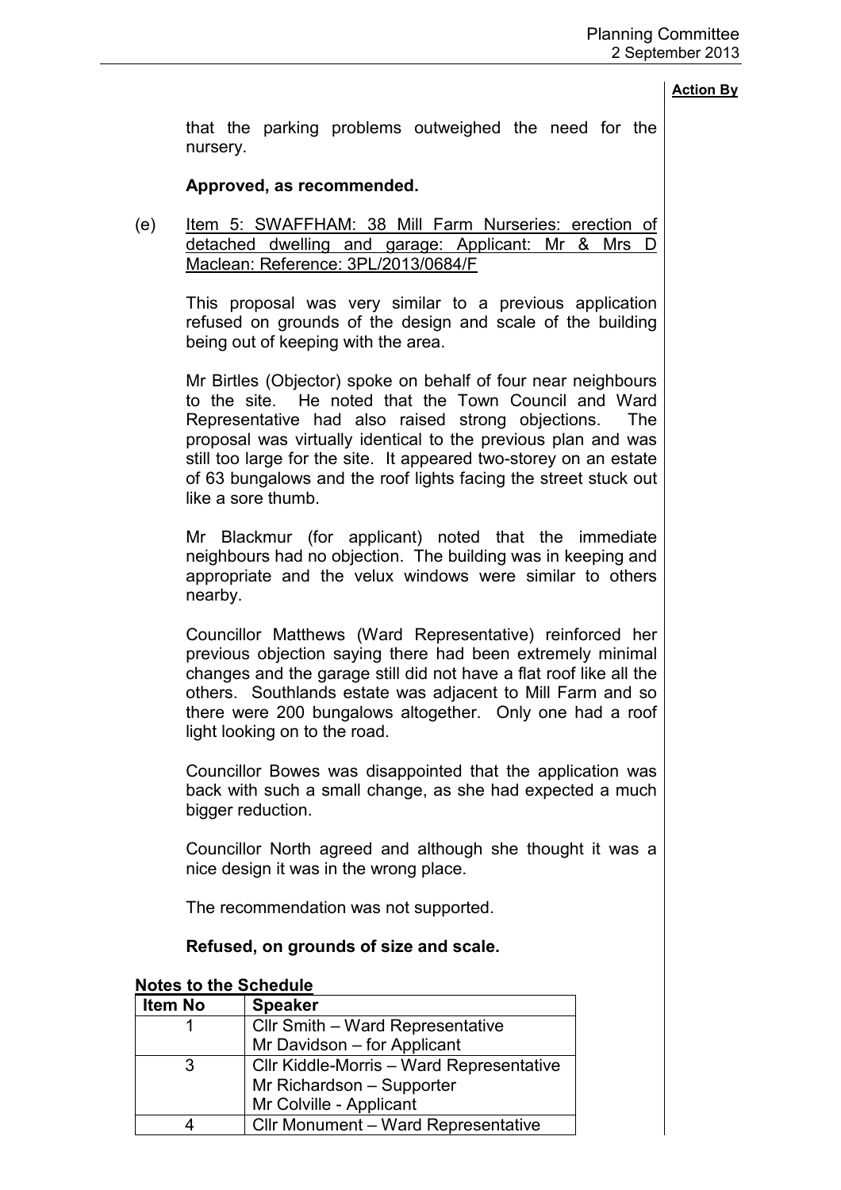**Action By**

that the parking problems outweighed the need for the nursery.

**Approved, as recommended.**

(e) Item 5: SWAFFHAM: 38 Mill Farm Nurseries: erection of detached dwelling and garage: Applicant: Mr & Mrs D Maclean: Reference: 3PL/2013/0684/F

This proposal was very similar to a previous application refused on grounds of the design and scale of the building being out of keeping with the area.

Mr Birtles (Objector) spoke on behalf of four near neighbours to the site. He noted that the Town Council and Ward Representative had also raised strong objections. The proposal was virtually identical to the previous plan and was still too large for the site. It appeared two-storey on an estate of 63 bungalows and the roof lights facing the street stuck out like a sore thumb.

Mr Blackmur (for applicant) noted that the immediate neighbours had no objection. The building was in keeping and appropriate and the velux windows were similar to others nearby.

Councillor Matthews (Ward Representative) reinforced her previous objection saying there had been extremely minimal changes and the garage still did not have a flat roof like all the others. Southlands estate was adjacent to Mill Farm and so there were 200 bungalows altogether. Only one had a roof light looking on to the road.

Councillor Bowes was disappointed that the application was back with such a small change, as she had expected a much bigger reduction.

Councillor North agreed and although she thought it was a nice design it was in the wrong place.

The recommendation was not supported.

**Refused, on grounds of size and scale.**

**Notes to the Schedule**

| Item No | Speaker |
|---|---|
| 1 | Cllr Smith – Ward Representative<br>Mr Davidson – for Applicant |
| 3 | Cllr Kiddle-Morris – Ward Representative<br>Mr Richardson – Supporter<br>Mr Colville - Applicant |
| 4 | Cllr Monument – Ward Representative |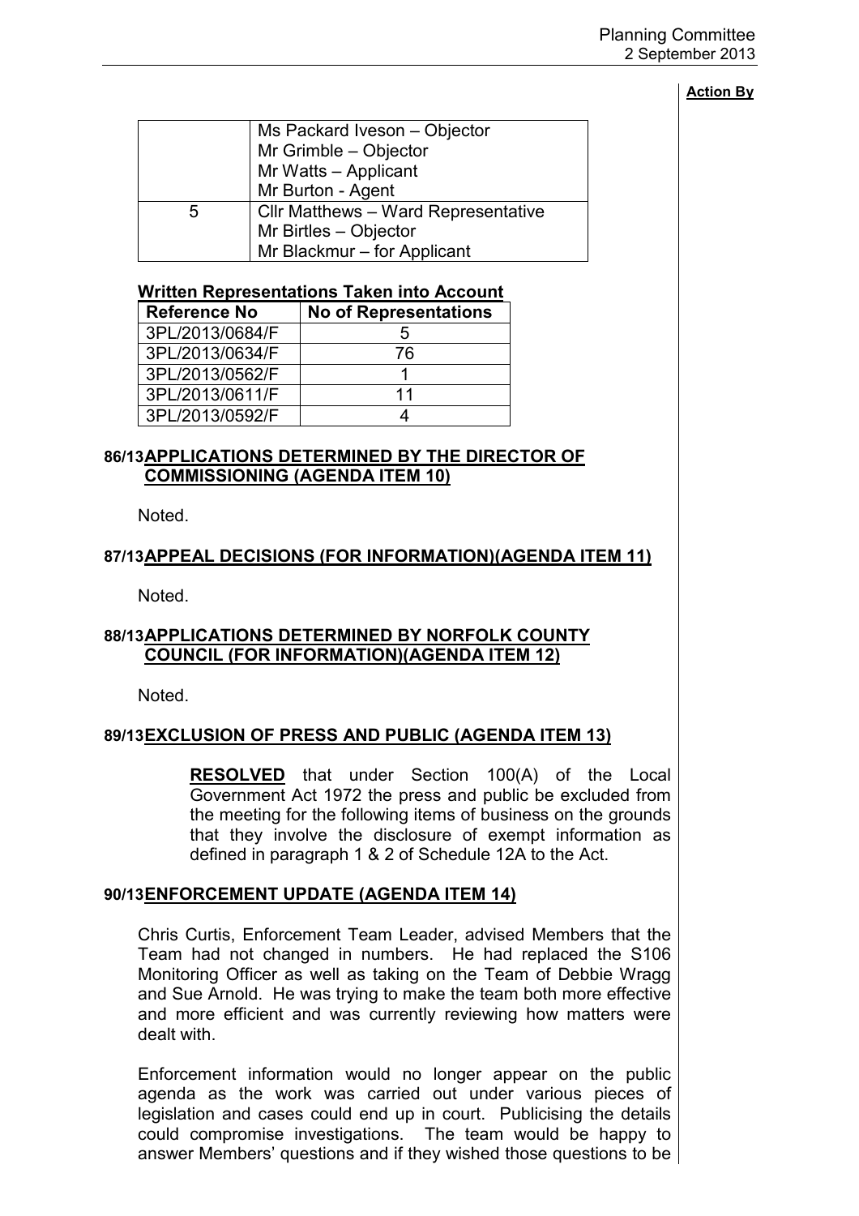**Action By**

| | |
|---|---|
| | Ms Packard Iveson – Objector<br>Mr Grimble – Objector<br>Mr Watts – Applicant<br>Mr Burton - Agent |
| 5 | Cllr Matthews – Ward Representative<br>Mr Birtles – Objector<br>Mr Blackmur – for Applicant |

**Written Representations Taken into Account**

| Reference No | No of Representations |
|---|---|
| 3PL/2013/0684/F | 5 |
| 3PL/2013/0634/F | 76 |
| 3PL/2013/0562/F | 1 |
| 3PL/2013/0611/F | 11 |
| 3PL/2013/0592/F | 4 |

## 86/13 APPLICATIONS DETERMINED BY THE DIRECTOR OF COMMISSIONING (AGENDA ITEM 10)

Noted.

## 87/13 APPEAL DECISIONS (FOR INFORMATION)(AGENDA ITEM 11)

Noted.

## 88/13 APPLICATIONS DETERMINED BY NORFOLK COUNTY COUNCIL (FOR INFORMATION)(AGENDA ITEM 12)

Noted.

## 89/13 EXCLUSION OF PRESS AND PUBLIC (AGENDA ITEM 13)

**RESOLVED** that under Section 100(A) of the Local Government Act 1972 the press and public be excluded from the meeting for the following items of business on the grounds that they involve the disclosure of exempt information as defined in paragraph 1 & 2 of Schedule 12A to the Act.

## 90/13 ENFORCEMENT UPDATE (AGENDA ITEM 14)

Chris Curtis, Enforcement Team Leader, advised Members that the Team had not changed in numbers. He had replaced the S106 Monitoring Officer as well as taking on the Team of Debbie Wragg and Sue Arnold. He was trying to make the team both more effective and more efficient and was currently reviewing how matters were dealt with.

Enforcement information would no longer appear on the public agenda as the work was carried out under various pieces of legislation and cases could end up in court. Publicising the details could compromise investigations. The team would be happy to answer Members' questions and if they wished those questions to be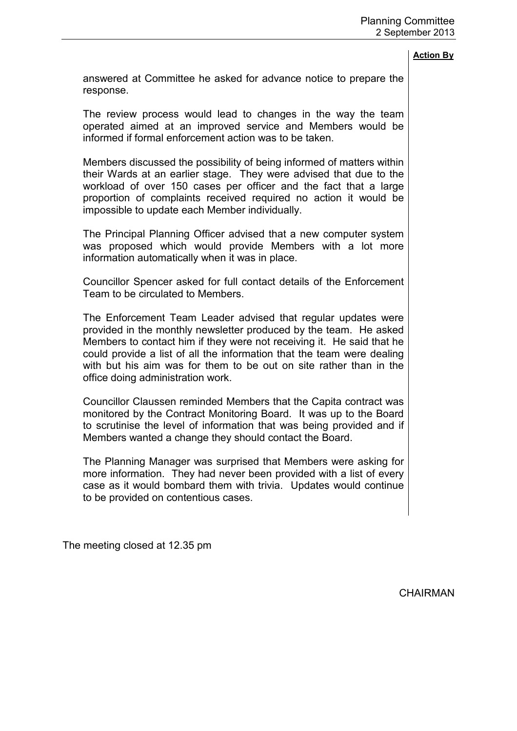**Action By**

answered at Committee he asked for advance notice to prepare the response.

The review process would lead to changes in the way the team operated aimed at an improved service and Members would be informed if formal enforcement action was to be taken.

Members discussed the possibility of being informed of matters within their Wards at an earlier stage. They were advised that due to the workload of over 150 cases per officer and the fact that a large proportion of complaints received required no action it would be impossible to update each Member individually.

The Principal Planning Officer advised that a new computer system was proposed which would provide Members with a lot more information automatically when it was in place.

Councillor Spencer asked for full contact details of the Enforcement Team to be circulated to Members.

The Enforcement Team Leader advised that regular updates were provided in the monthly newsletter produced by the team. He asked Members to contact him if they were not receiving it. He said that he could provide a list of all the information that the team were dealing with but his aim was for them to be out on site rather than in the office doing administration work.

Councillor Claussen reminded Members that the Capita contract was monitored by the Contract Monitoring Board. It was up to the Board to scrutinise the level of information that was being provided and if Members wanted a change they should contact the Board.

The Planning Manager was surprised that Members were asking for more information. They had never been provided with a list of every case as it would bombard them with trivia. Updates would continue to be provided on contentious cases.

The meeting closed at 12.35 pm

CHAIRMAN